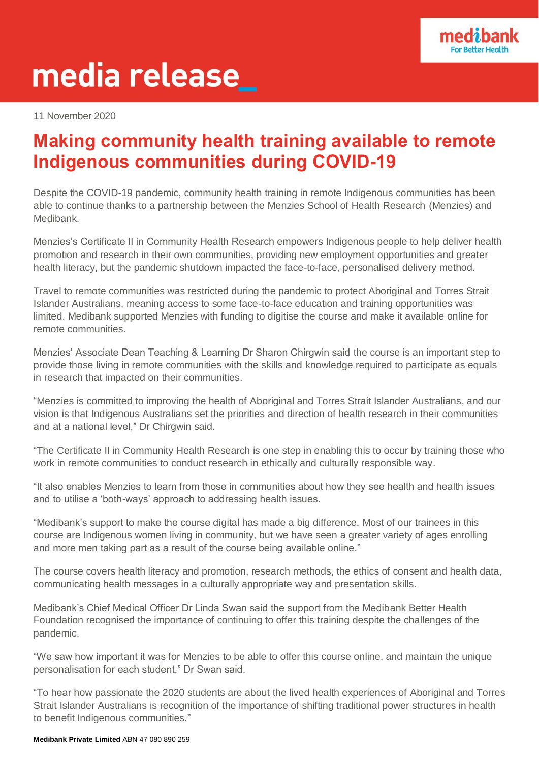media release_

11 November 2020

# Making community health training available to remote Indigenous communities during COVID-19

Despite the COVID-19 pandemic, community health training in remote Indigenous communities has been able to continue thanks to a partnership between the Menzies School of Health Research (Menzies) and Medibank.

Menzies's Certificate II in Community Health Research empowers Indigenous people to help deliver health promotion and research in their own communities, providing new employment opportunities and greater health literacy, but the pandemic shutdown impacted the face-to-face, personalised delivery method.

Travel to remote communities was restricted during the pandemic to protect Aboriginal and Torres Strait Islander Australians, meaning access to some face-to-face education and training opportunities was limited. Medibank supported Menzies with funding to digitise the course and make it available online for remote communities.

Menzies' Associate Dean Teaching & Learning Dr Sharon Chirgwin said the course is an important step to provide those living in remote communities with the skills and knowledge required to participate as equals in research that impacted on their communities.

"Menzies is committed to improving the health of Aboriginal and Torres Strait Islander Australians, and our vision is that Indigenous Australians set the priorities and direction of health research in their communities and at a national level," Dr Chirgwin said.

"The Certificate II in Community Health Research is one step in enabling this to occur by training those who work in remote communities to conduct research in ethically and culturally responsible way.

"It also enables Menzies to learn from those in communities about how they see health and health issues and to utilise a 'both-ways' approach to addressing health issues.

"Medibank's support to make the course digital has made a big difference. Most of our trainees in this course are Indigenous women living in community, but we have seen a greater variety of ages enrolling and more men taking part as a result of the course being available online."

The course covers health literacy and promotion, research methods, the ethics of consent and health data, communicating health messages in a culturally appropriate way and presentation skills.

Medibank's Chief Medical Officer Dr Linda Swan said the support from the Medibank Better Health Foundation recognised the importance of continuing to offer this training despite the challenges of the pandemic.

"We saw how important it was for Menzies to be able to offer this course online, and maintain the unique personalisation for each student," Dr Swan said.

"To hear how passionate the 2020 students are about the lived health experiences of Aboriginal and Torres Strait Islander Australians is recognition of the importance of shifting traditional power structures in health to benefit Indigenous communities."

**Medibank Private Limited** ABN 47 080 890 259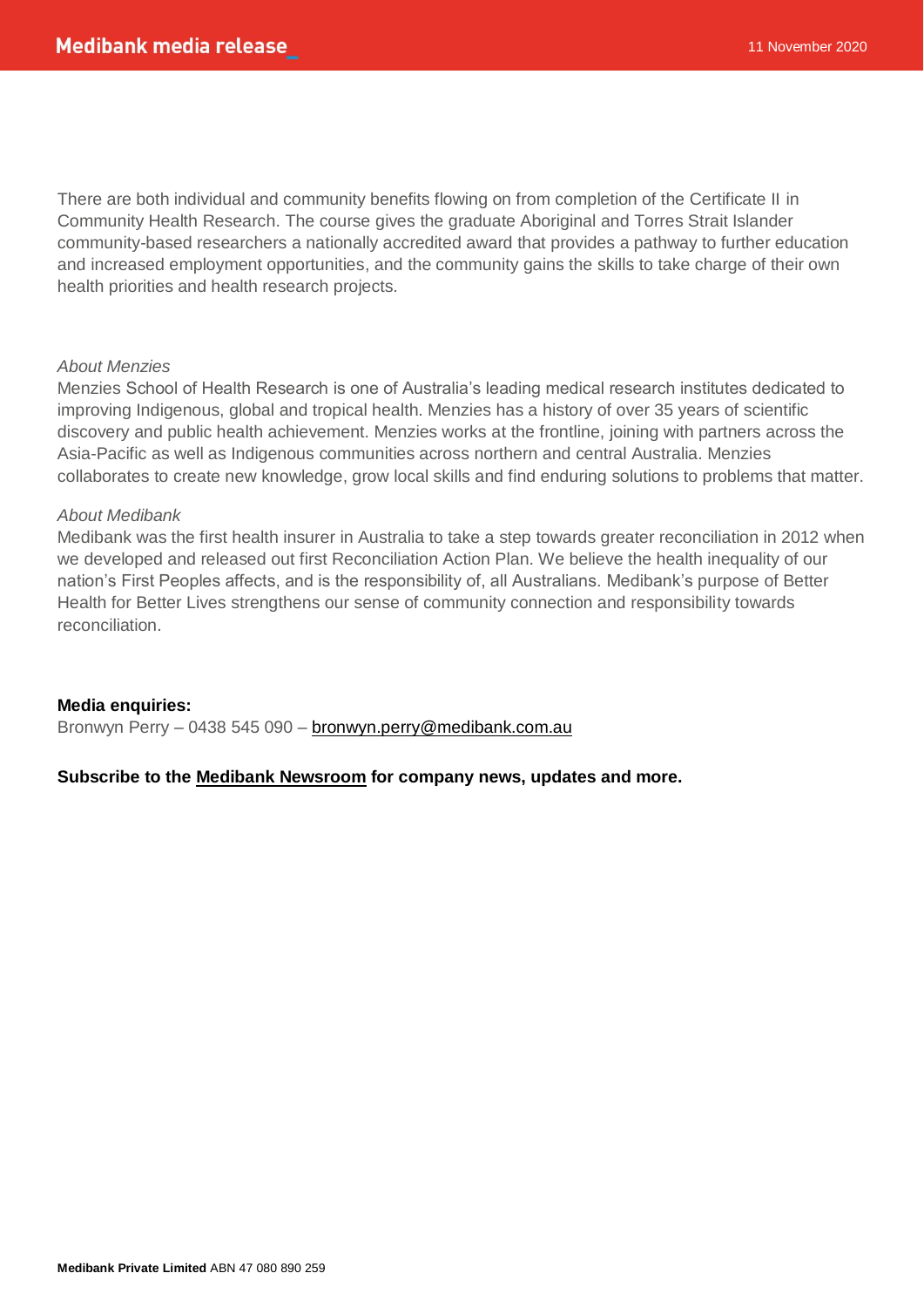There are both individual and community benefits flowing on from completion of the Certificate II in Community Health Research. The course gives the graduate Aboriginal and Torres Strait Islander community-based researchers a nationally accredited award that provides a pathway to further education and increased employment opportunities, and the community gains the skills to take charge of their own health priorities and health research projects.

*About Menzies*

Menzies School of Health Research is one of Australia's leading medical research institutes dedicated to improving Indigenous, global and tropical health. Menzies has a history of over 35 years of scientific discovery and public health achievement. Menzies works at the frontline, joining with partners across the Asia-Pacific as well as Indigenous communities across northern and central Australia. Menzies collaborates to create new knowledge, grow local skills and find enduring solutions to problems that matter.

*About Medibank*

Medibank was the first health insurer in Australia to take a step towards greater reconciliation in 2012 when we developed and released out first Reconciliation Action Plan. We believe the health inequality of our nation's First Peoples affects, and is the responsibility of, all Australians. Medibank's purpose of Better Health for Better Lives strengthens our sense of community connection and responsibility towards reconciliation.

**Media enquiries:**

Bronwyn Perry – 0438 545 090 – bronwyn.perry@medibank.com.au

**Subscribe to the Medibank Newsroom for company news, updates and more.**